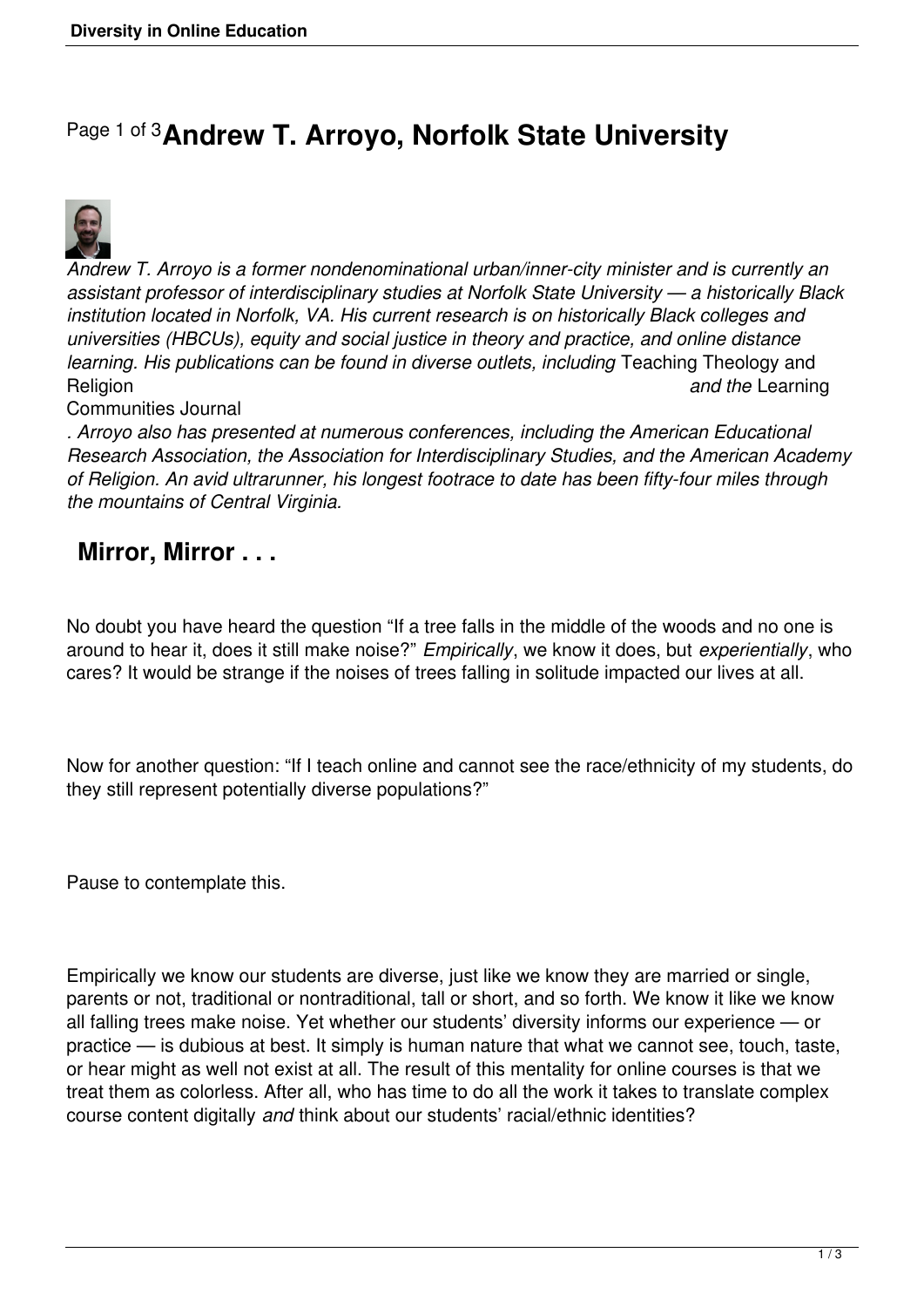# Andrew T. Arroyo, Norfolk State University

*Andrew T. Arroyo is a former nondenominational urban/inner-city minister and is currently an assistant professor of interdisciplinary studies at Norfolk State University — a historically Black institution located in Norfolk, VA. His current research is on historically Black colleges and universities (HBCUs), equity and social justice in theory and practice, and online distance learning. His publications can be found in diverse outlets, including* Teaching Theology and Religion *and the* Learning Communities Journal*. Arroyo also has presented at numerous conferences, including the American Educational Research Association, the Association for Interdisciplinary Studies, and the American Academy of Religion. An avid ultrarunner, his longest footrace to date has been fifty-four miles through the mountains of Central Virginia.*

## Mirror, Mirror . . .

No doubt you have heard the question "If a tree falls in the middle of the woods and no one is around to hear it, does it still make noise?" *Empirically*, we know it does, but *experientially*, who cares? It would be strange if the noises of trees falling in solitude impacted our lives at all.

Now for another question: "If I teach online and cannot see the race/ethnicity of my students, do they still represent potentially diverse populations?"

Pause to contemplate this.

Empirically we know our students are diverse, just like we know they are married or single, parents or not, traditional or nontraditional, tall or short, and so forth. We know it like we know all falling trees make noise. Yet whether our students' diversity informs our experience — or practice — is dubious at best. It simply is human nature that what we cannot see, touch, taste, or hear might as well not exist at all. The result of this mentality for online courses is that we treat them as colorless. After all, who has time to do all the work it takes to translate complex course content digitally *and* think about our students' racial/ethnic identities?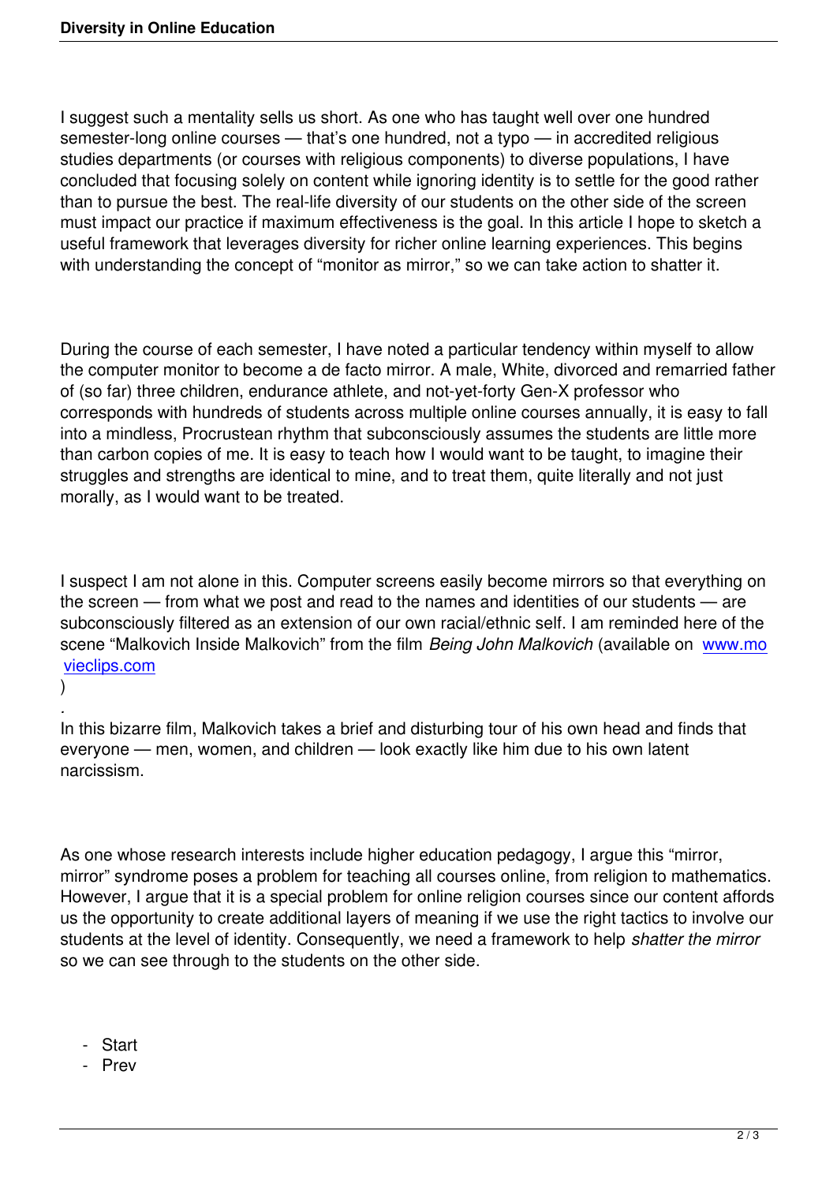I suggest such a mentality sells us short. As one who has taught well over one hundred semester-long online courses — that's one hundred, not a typo — in accredited religious studies departments (or courses with religious components) to diverse populations, I have concluded that focusing solely on content while ignoring identity is to settle for the good rather than to pursue the best. The real-life diversity of our students on the other side of the screen must impact our practice if maximum effectiveness is the goal. In this article I hope to sketch a useful framework that leverages diversity for richer online learning experiences. This begins with understanding the concept of "monitor as mirror," so we can take action to shatter it.

During the course of each semester, I have noted a particular tendency within myself to allow the computer monitor to become a de facto mirror. A male, White, divorced and remarried father of (so far) three children, endurance athlete, and not-yet-forty Gen-X professor who corresponds with hundreds of students across multiple online courses annually, it is easy to fall into a mindless, Procrustean rhythm that subconsciously assumes the students are little more than carbon copies of me. It is easy to teach how I would want to be taught, to imagine their struggles and strengths are identical to mine, and to treat them, quite literally and not just morally, as I would want to be treated.

I suspect I am not alone in this. Computer screens easily become mirrors so that everything on the screen — from what we post and read to the names and identities of our students — are subconsciously filtered as an extension of our own racial/ethnic self. I am reminded here of the scene "Malkovich Inside Malkovich" from the film *Being John Malkovich* (available on www.movieclips.com).

In this bizarre film, Malkovich takes a brief and disturbing tour of his own head and finds that everyone — men, women, and children — look exactly like him due to his own latent narcissism.

As one whose research interests include higher education pedagogy, I argue this "mirror, mirror" syndrome poses a problem for teaching all courses online, from religion to mathematics. However, I argue that it is a special problem for online religion courses since our content affords us the opportunity to create additional layers of meaning if we use the right tactics to involve our students at the level of identity. Consequently, we need a framework to help *shatter the mirror* so we can see through to the students on the other side.

- Start
- Prev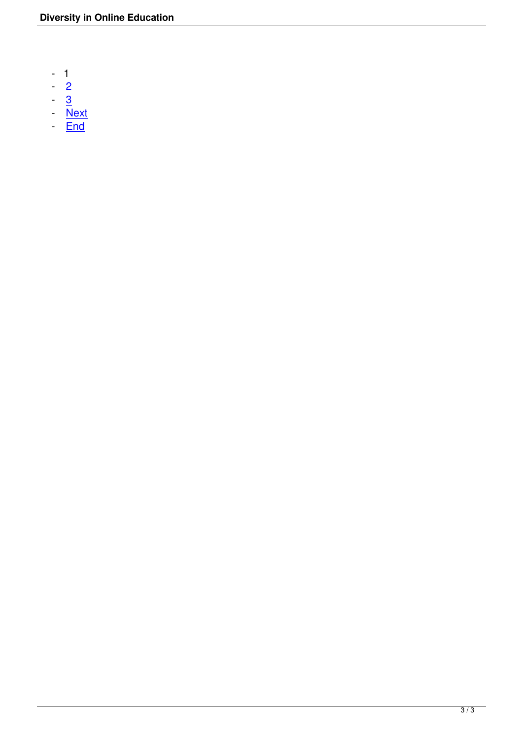- 1
- 2
- 3
- Next
- End